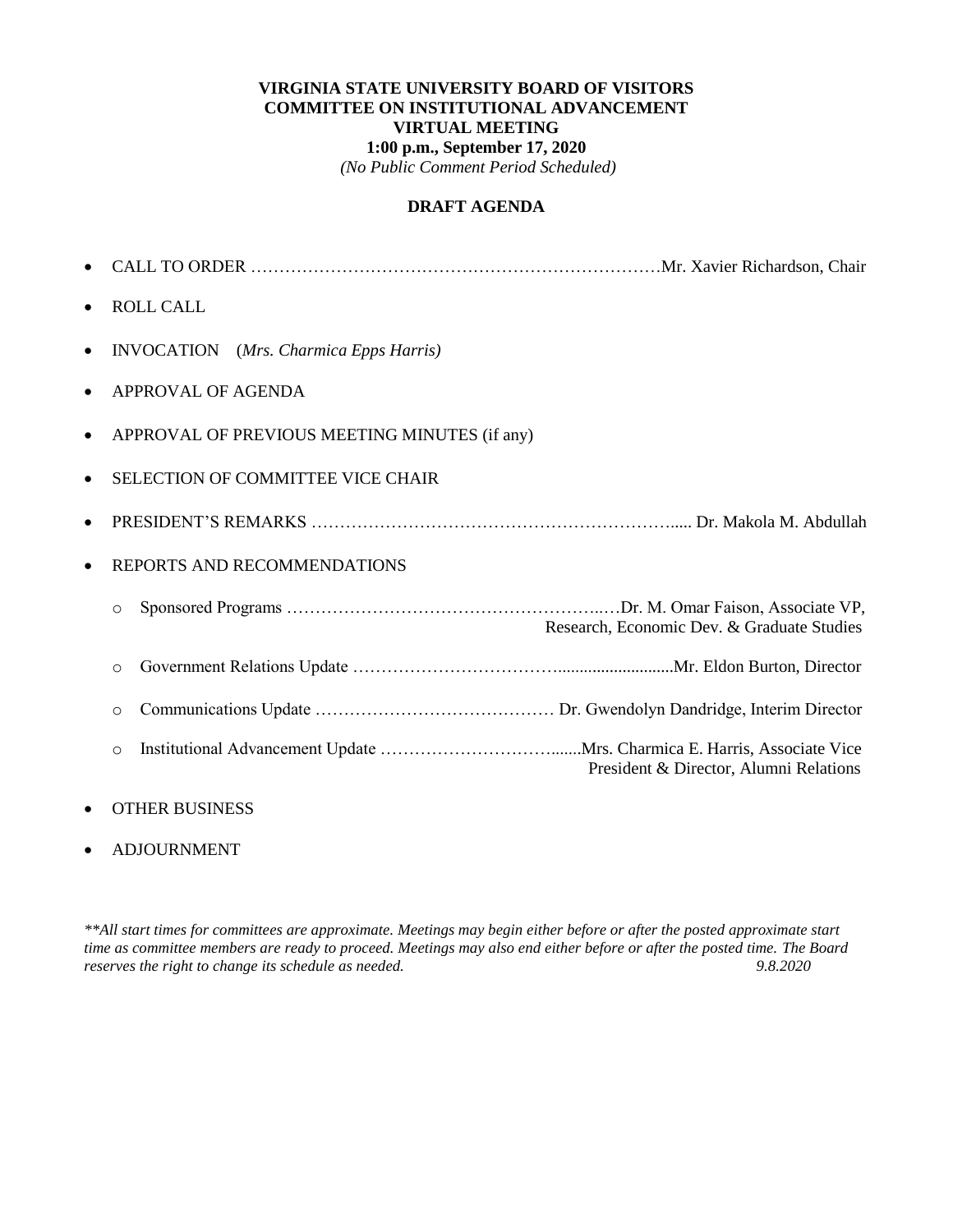**VIRGINIA STATE UNIVERSITY BOARD OF VISITORS**
**COMMITTEE ON INSTITUTIONAL ADVANCEMENT**
**VIRTUAL MEETING**
**1:00 p.m., September 17, 2020**
*(No Public Comment Period Scheduled)*

**DRAFT AGENDA**

- CALL TO ORDER ……………………………………………………………… Mr. Xavier Richardson, Chair
- ROLL CALL
- INVOCATION (*Mrs. Charmica Epps Harris)*
- APPROVAL OF AGENDA
- APPROVAL OF PREVIOUS MEETING MINUTES (if any)
- SELECTION OF COMMITTEE VICE CHAIR
- PRESIDENT'S REMARKS ………………………………………………………..... Dr. Makola M. Abdullah
- REPORTS AND RECOMMENDATIONS
  - Sponsored Programs ……………………………………………….…Dr. M. Omar Faison, Associate VP, Research, Economic Dev. & Graduate Studies
  - Government Relations Update …………………………….........................Mr. Eldon Burton, Director
  - Communications Update …………………………………… Dr. Gwendolyn Dandridge, Interim Director
  - Institutional Advancement Update …………………………......Mrs. Charmica E. Harris, Associate Vice President & Director, Alumni Relations
- OTHER BUSINESS
- ADJOURNMENT

*\*\*All start times for committees are approximate. Meetings may begin either before or after the posted approximate start time as committee members are ready to proceed. Meetings may also end either before or after the posted time. The Board reserves the right to change its schedule as needed.* *9.8.2020*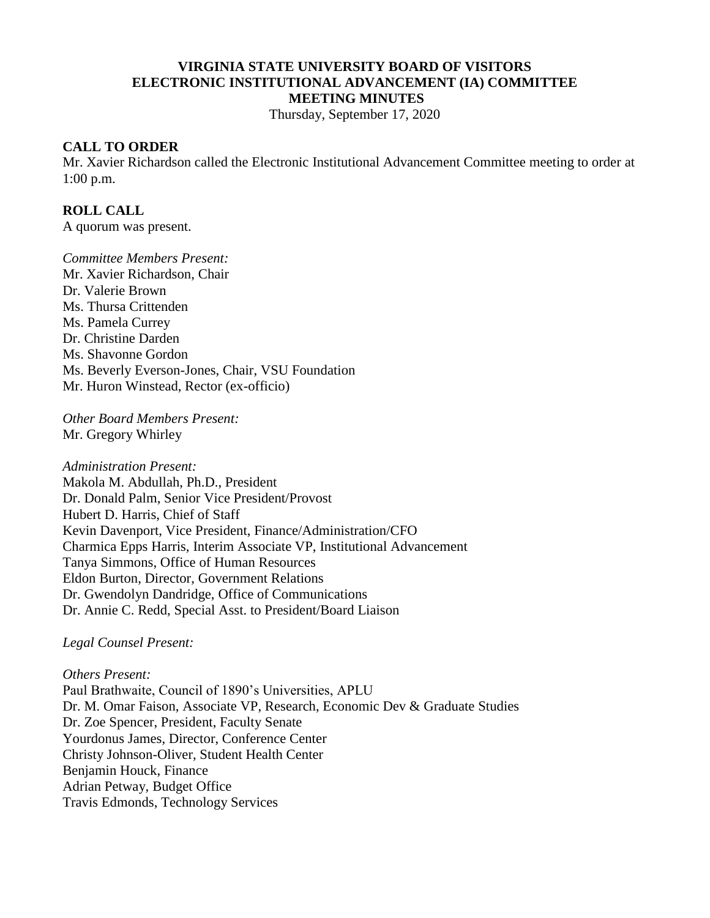**VIRGINIA STATE UNIVERSITY BOARD OF VISITORS**
**ELECTRONIC INSTITUTIONAL ADVANCEMENT (IA) COMMITTEE**
**MEETING MINUTES**
Thursday, September 17, 2020

## CALL TO ORDER

Mr. Xavier Richardson called the Electronic Institutional Advancement Committee meeting to order at 1:00 p.m.

## ROLL CALL

A quorum was present.

*Committee Members Present:*
Mr. Xavier Richardson, Chair
Dr. Valerie Brown
Ms. Thursa Crittenden
Ms. Pamela Currey
Dr. Christine Darden
Ms. Shavonne Gordon
Ms. Beverly Everson-Jones, Chair, VSU Foundation
Mr. Huron Winstead, Rector (ex-officio)

*Other Board Members Present:*
Mr. Gregory Whirley

*Administration Present:*
Makola M. Abdullah, Ph.D., President
Dr. Donald Palm, Senior Vice President/Provost
Hubert D. Harris, Chief of Staff
Kevin Davenport, Vice President, Finance/Administration/CFO
Charmica Epps Harris, Interim Associate VP, Institutional Advancement
Tanya Simmons, Office of Human Resources
Eldon Burton, Director, Government Relations
Dr. Gwendolyn Dandridge, Office of Communications
Dr. Annie C. Redd, Special Asst. to President/Board Liaison

*Legal Counsel Present:*

*Others Present:*
Paul Brathwaite, Council of 1890's Universities, APLU
Dr. M. Omar Faison, Associate VP, Research, Economic Dev & Graduate Studies
Dr. Zoe Spencer, President, Faculty Senate
Yourdonus James, Director, Conference Center
Christy Johnson-Oliver, Student Health Center
Benjamin Houck, Finance
Adrian Petway, Budget Office
Travis Edmonds, Technology Services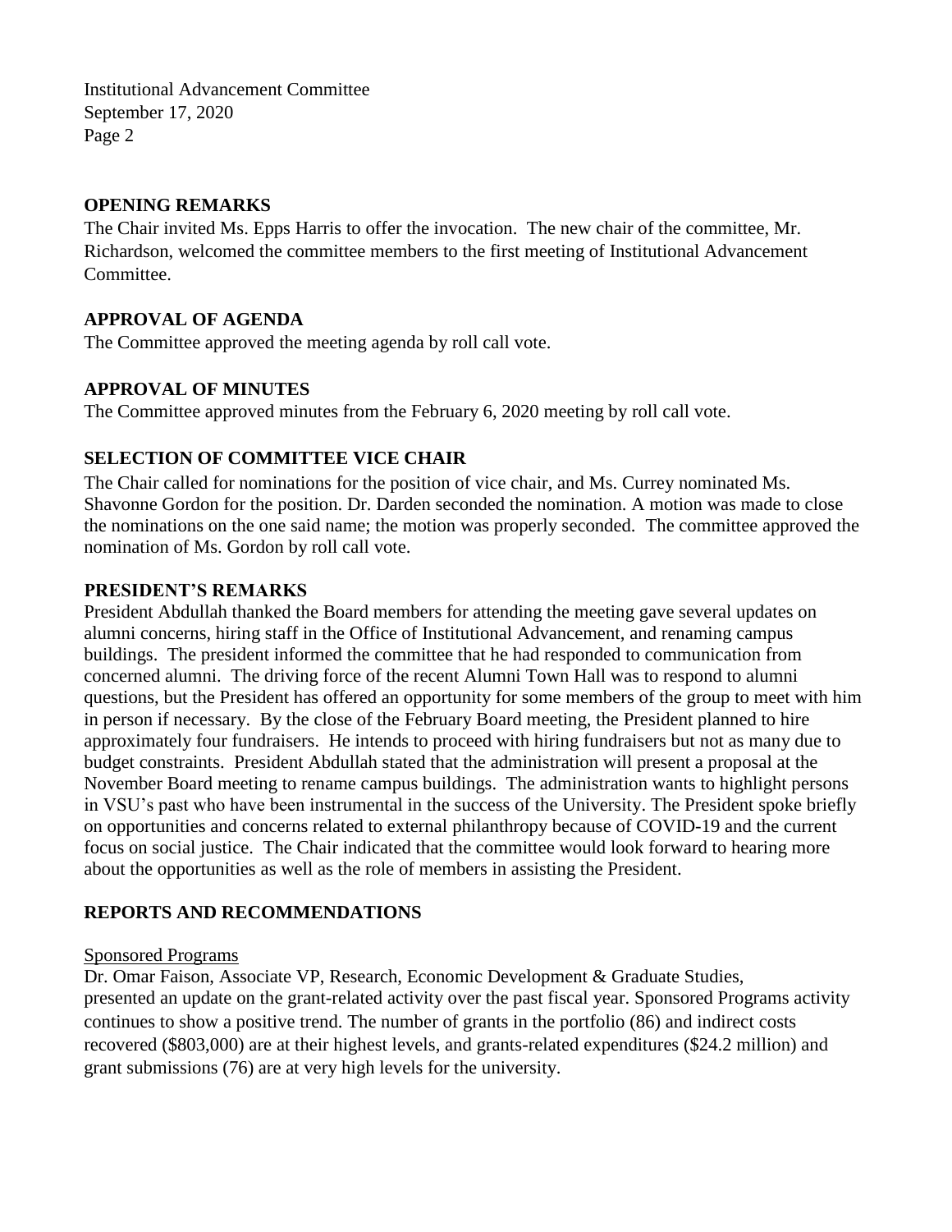## OPENING REMARKS

The Chair invited Ms. Epps Harris to offer the invocation. The new chair of the committee, Mr. Richardson, welcomed the committee members to the first meeting of Institutional Advancement Committee.

## APPROVAL OF AGENDA

The Committee approved the meeting agenda by roll call vote.

## APPROVAL OF MINUTES

The Committee approved minutes from the February 6, 2020 meeting by roll call vote.

## SELECTION OF COMMITTEE VICE CHAIR

The Chair called for nominations for the position of vice chair, and Ms. Currey nominated Ms. Shavonne Gordon for the position. Dr. Darden seconded the nomination. A motion was made to close the nominations on the one said name; the motion was properly seconded. The committee approved the nomination of Ms. Gordon by roll call vote.

## PRESIDENT'S REMARKS

President Abdullah thanked the Board members for attending the meeting gave several updates on alumni concerns, hiring staff in the Office of Institutional Advancement, and renaming campus buildings. The president informed the committee that he had responded to communication from concerned alumni. The driving force of the recent Alumni Town Hall was to respond to alumni questions, but the President has offered an opportunity for some members of the group to meet with him in person if necessary. By the close of the February Board meeting, the President planned to hire approximately four fundraisers. He intends to proceed with hiring fundraisers but not as many due to budget constraints. President Abdullah stated that the administration will present a proposal at the November Board meeting to rename campus buildings. The administration wants to highlight persons in VSU's past who have been instrumental in the success of the University. The President spoke briefly on opportunities and concerns related to external philanthropy because of COVID-19 and the current focus on social justice. The Chair indicated that the committee would look forward to hearing more about the opportunities as well as the role of members in assisting the President.

## REPORTS AND RECOMMENDATIONS

Sponsored Programs

Dr. Omar Faison, Associate VP, Research, Economic Development & Graduate Studies, presented an update on the grant-related activity over the past fiscal year. Sponsored Programs activity continues to show a positive trend. The number of grants in the portfolio (86) and indirect costs recovered ($803,000) are at their highest levels, and grants-related expenditures ($24.2 million) and grant submissions (76) are at very high levels for the university.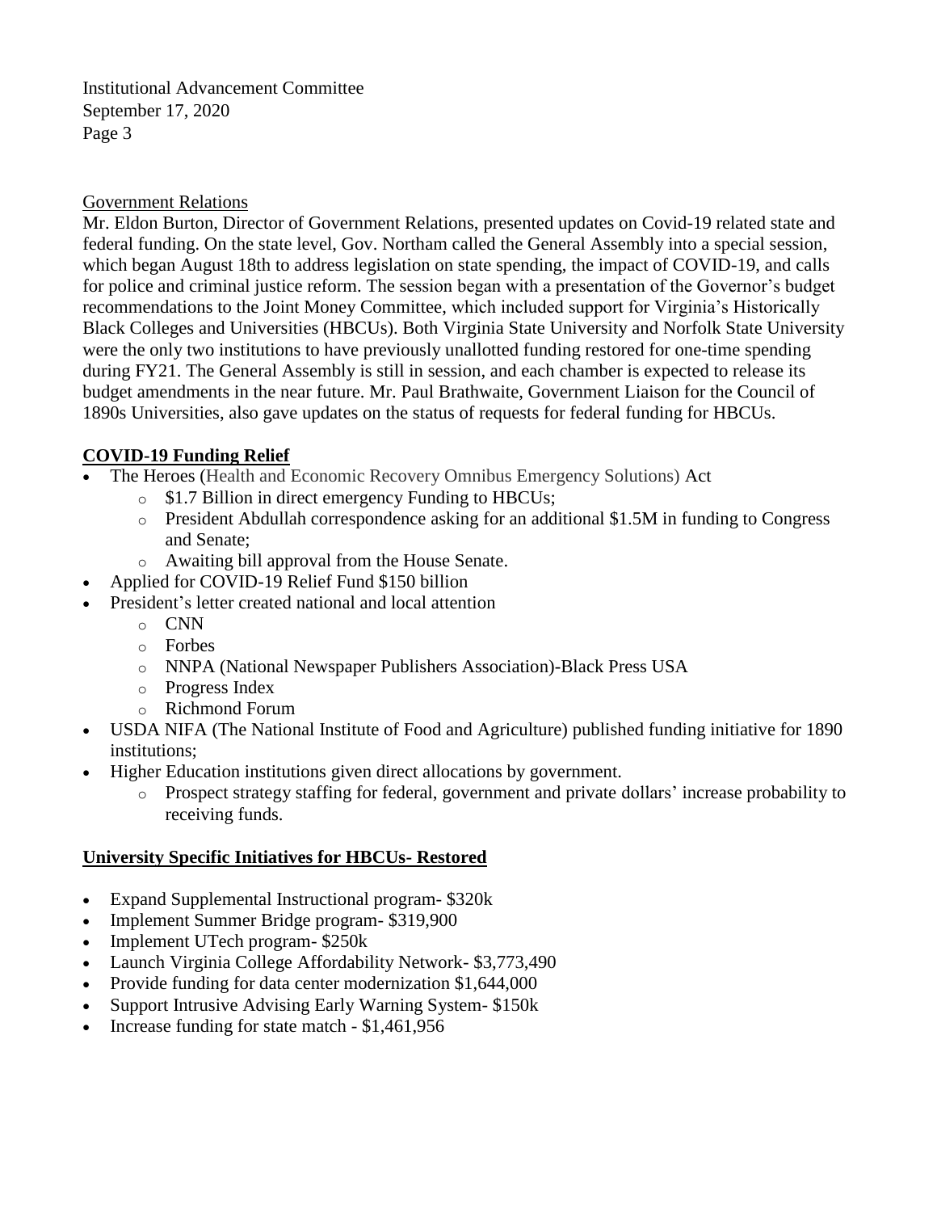Government Relations

Mr. Eldon Burton, Director of Government Relations, presented updates on Covid-19 related state and federal funding. On the state level, Gov. Northam called the General Assembly into a special session, which began August 18th to address legislation on state spending, the impact of COVID-19, and calls for police and criminal justice reform. The session began with a presentation of the Governor's budget recommendations to the Joint Money Committee, which included support for Virginia's Historically Black Colleges and Universities (HBCUs). Both Virginia State University and Norfolk State University were the only two institutions to have previously unallotted funding restored for one-time spending during FY21. The General Assembly is still in session, and each chamber is expected to release its budget amendments in the near future. Mr. Paul Brathwaite, Government Liaison for the Council of 1890s Universities, also gave updates on the status of requests for federal funding for HBCUs.

**COVID-19 Funding Relief**

- The Heroes (Health and Economic Recovery Omnibus Emergency Solutions) Act
  - $1.7 Billion in direct emergency Funding to HBCUs;
  - President Abdullah correspondence asking for an additional $1.5M in funding to Congress and Senate;
  - Awaiting bill approval from the House Senate.
- Applied for COVID-19 Relief Fund $150 billion
- President's letter created national and local attention
  - CNN
  - Forbes
  - NNPA (National Newspaper Publishers Association)-Black Press USA
  - Progress Index
  - Richmond Forum
- USDA NIFA (The National Institute of Food and Agriculture) published funding initiative for 1890 institutions;
- Higher Education institutions given direct allocations by government.
  - Prospect strategy staffing for federal, government and private dollars' increase probability to receiving funds.

**University Specific Initiatives for HBCUs- Restored**

- Expand Supplemental Instructional program- $320k
- Implement Summer Bridge program- $319,900
- Implement UTech program- $250k
- Launch Virginia College Affordability Network- $3,773,490
- Provide funding for data center modernization $1,644,000
- Support Intrusive Advising Early Warning System- $150k
- Increase funding for state match - $1,461,956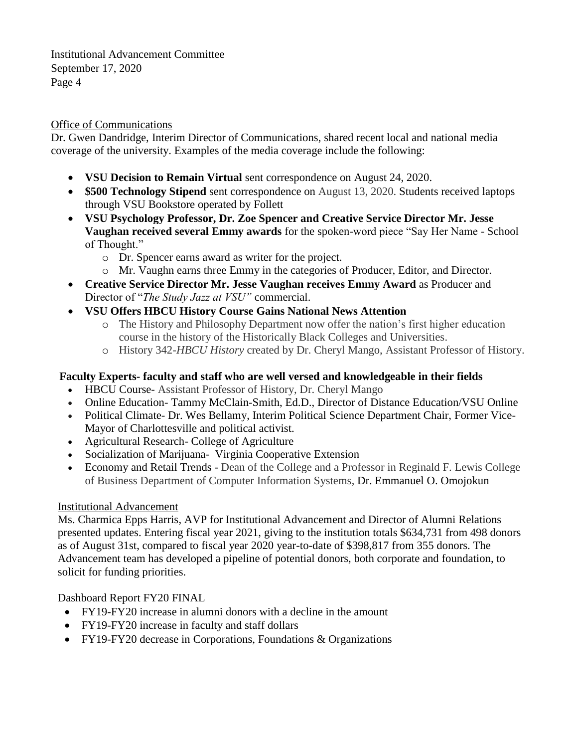Office of Communications

Dr. Gwen Dandridge, Interim Director of Communications, shared recent local and national media coverage of the university. Examples of the media coverage include the following:

- **VSU Decision to Remain Virtual** sent correspondence on August 24, 2020.
- **$500 Technology Stipend** sent correspondence on August 13, 2020. Students received laptops through VSU Bookstore operated by Follett
- **VSU Psychology Professor, Dr. Zoe Spencer and Creative Service Director Mr. Jesse Vaughan received several Emmy awards** for the spoken-word piece "Say Her Name - School of Thought."
  - Dr. Spencer earns award as writer for the project.
  - Mr. Vaughn earns three Emmy in the categories of Producer, Editor, and Director.
- **Creative Service Director Mr. Jesse Vaughan receives Emmy Award** as Producer and Director of "*The Study Jazz at VSU"* commercial.
- **VSU Offers HBCU History Course Gains National News Attention**
  - The History and Philosophy Department now offer the nation's first higher education course in the history of the Historically Black Colleges and Universities.
  - History 342-*HBCU History* created by Dr. Cheryl Mango, Assistant Professor of History.

**Faculty Experts- faculty and staff who are well versed and knowledgeable in their fields**

- HBCU Course- Assistant Professor of History, Dr. Cheryl Mango
- Online Education- Tammy McClain-Smith, Ed.D., Director of Distance Education/VSU Online
- Political Climate- Dr. Wes Bellamy, Interim Political Science Department Chair, Former Vice-Mayor of Charlottesville and political activist.
- Agricultural Research- College of Agriculture
- Socialization of Marijuana- Virginia Cooperative Extension
- Economy and Retail Trends - Dean of the College and a Professor in Reginald F. Lewis College of Business Department of Computer Information Systems, Dr. Emmanuel O. Omojokun

Institutional Advancement

Ms. Charmica Epps Harris, AVP for Institutional Advancement and Director of Alumni Relations presented updates. Entering fiscal year 2021, giving to the institution totals $634,731 from 498 donors as of August 31st, compared to fiscal year 2020 year-to-date of $398,817 from 355 donors. The Advancement team has developed a pipeline of potential donors, both corporate and foundation, to solicit for funding priorities.

Dashboard Report FY20 FINAL

- FY19-FY20 increase in alumni donors with a decline in the amount
- FY19-FY20 increase in faculty and staff dollars
- FY19-FY20 decrease in Corporations, Foundations & Organizations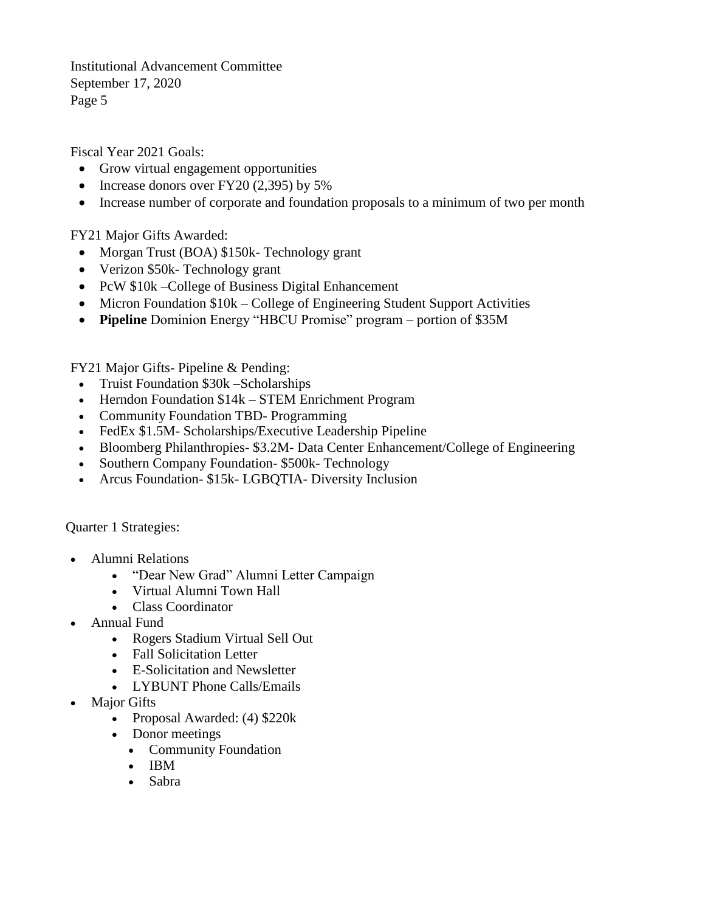Fiscal Year 2021 Goals:

- Grow virtual engagement opportunities
- Increase donors over FY20 (2,395) by 5%
- Increase number of corporate and foundation proposals to a minimum of two per month

FY21 Major Gifts Awarded:

- Morgan Trust (BOA) $150k- Technology grant
- Verizon $50k- Technology grant
- PcW $10k –College of Business Digital Enhancement
- Micron Foundation $10k – College of Engineering Student Support Activities
- **Pipeline** Dominion Energy "HBCU Promise" program – portion of $35M

FY21 Major Gifts- Pipeline & Pending:

- Truist Foundation $30k –Scholarships
- Herndon Foundation $14k – STEM Enrichment Program
- Community Foundation TBD- Programming
- FedEx $1.5M- Scholarships/Executive Leadership Pipeline
- Bloomberg Philanthropies- $3.2M- Data Center Enhancement/College of Engineering
- Southern Company Foundation- $500k- Technology
- Arcus Foundation- $15k- LGBQTIA- Diversity Inclusion

Quarter 1 Strategies:

- Alumni Relations
    - "Dear New Grad" Alumni Letter Campaign
    - Virtual Alumni Town Hall
    - Class Coordinator
- Annual Fund
    - Rogers Stadium Virtual Sell Out
    - Fall Solicitation Letter
    - E-Solicitation and Newsletter
    - LYBUNT Phone Calls/Emails
- Major Gifts
    - Proposal Awarded: (4) $220k
    - Donor meetings
        - Community Foundation
        - IBM
        - Sabra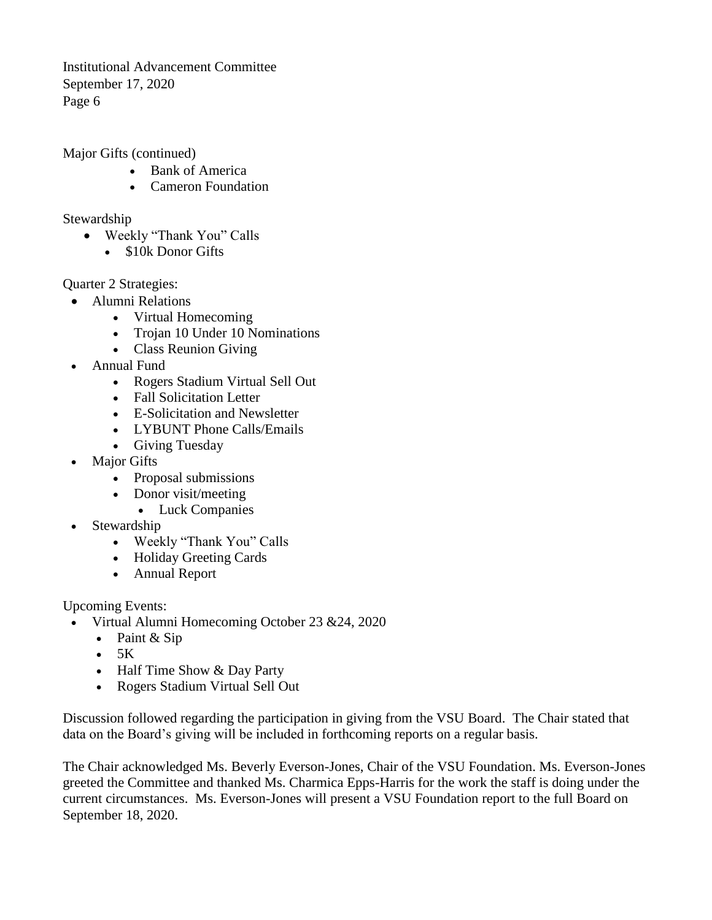Major Gifts (continued)

- Bank of America
- Cameron Foundation

Stewardship

- Weekly "Thank You" Calls
  - $10k Donor Gifts

Quarter 2 Strategies:

- Alumni Relations
  - Virtual Homecoming
  - Trojan 10 Under 10 Nominations
  - Class Reunion Giving
- Annual Fund
  - Rogers Stadium Virtual Sell Out
  - Fall Solicitation Letter
  - E-Solicitation and Newsletter
  - LYBUNT Phone Calls/Emails
  - Giving Tuesday
- Major Gifts
  - Proposal submissions
  - Donor visit/meeting
    - Luck Companies
- Stewardship
  - Weekly "Thank You" Calls
  - Holiday Greeting Cards
  - Annual Report

Upcoming Events:

- Virtual Alumni Homecoming October 23 &24, 2020
  - Paint & Sip
  - 5K
  - Half Time Show & Day Party
  - Rogers Stadium Virtual Sell Out

Discussion followed regarding the participation in giving from the VSU Board. The Chair stated that data on the Board's giving will be included in forthcoming reports on a regular basis.

The Chair acknowledged Ms. Beverly Everson-Jones, Chair of the VSU Foundation. Ms. Everson-Jones greeted the Committee and thanked Ms. Charmica Epps-Harris for the work the staff is doing under the current circumstances. Ms. Everson-Jones will present a VSU Foundation report to the full Board on September 18, 2020.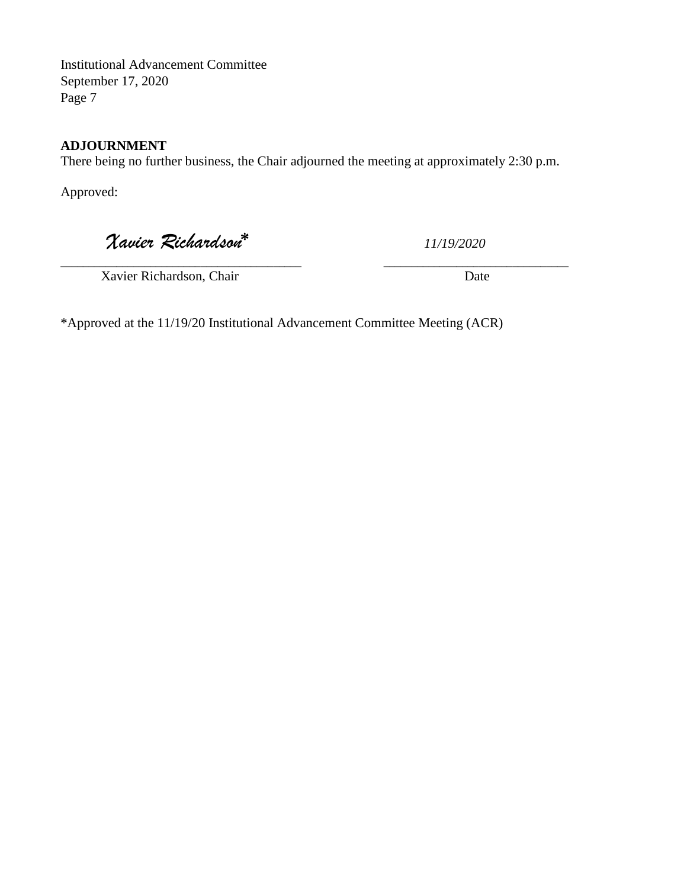**ADJOURNMENT**

There being no further business, the Chair adjourned the meeting at approximately 2:30 p.m.

Approved:

*Xavier Richardson** *11/19/2020*

___________________________________ ___________________________

Xavier Richardson, Chair Date

*Approved at the 11/19/20 Institutional Advancement Committee Meeting (ACR)